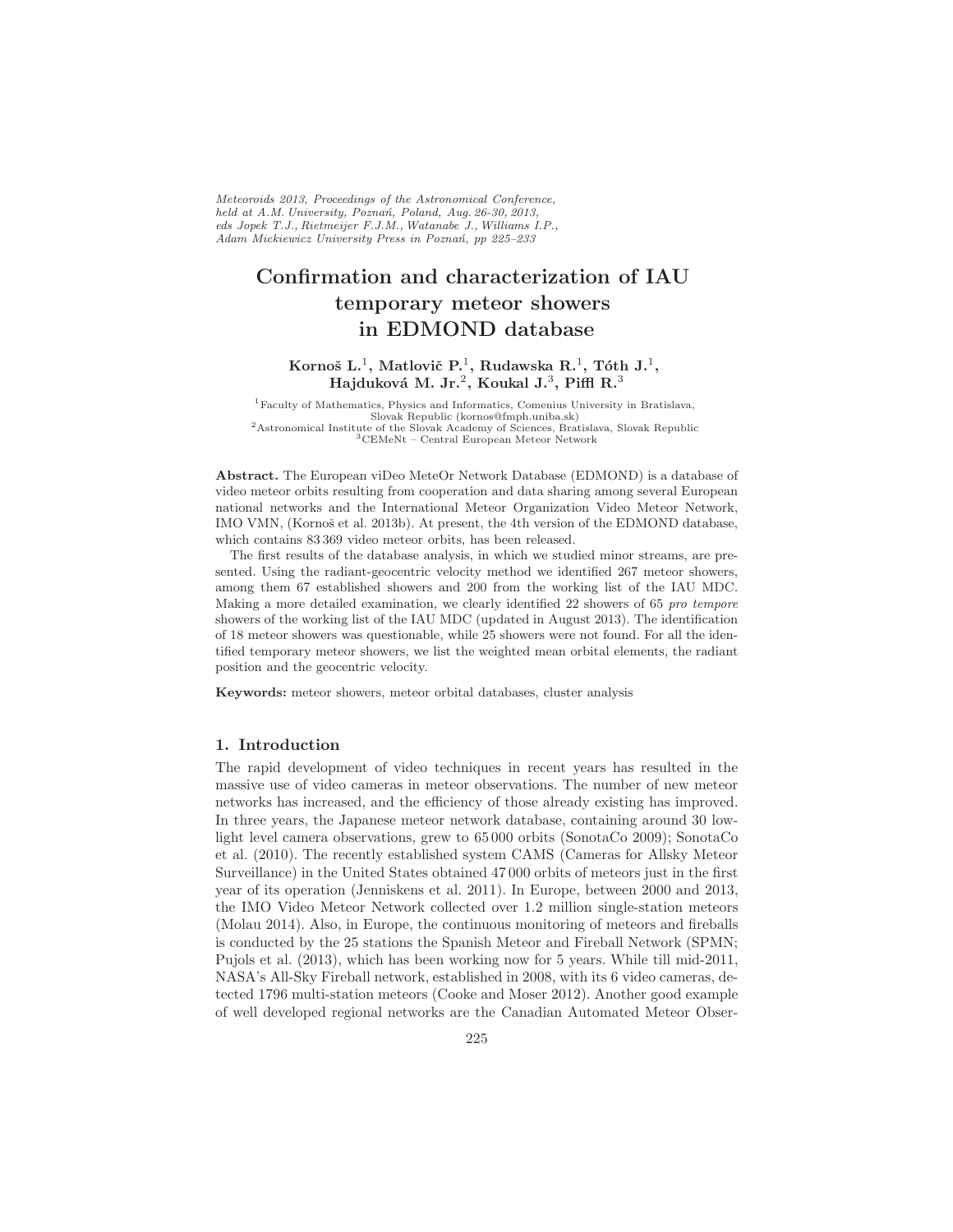*Meteoroids 2013, Proceedings of the Astronomical Conference, held at A.M. University, Poznań, Poland, Aug. 26-30, 2013, eds Jopek T.J., Rietmeijer F.J.M., Watanabe J., Williams I.P., Adam Mickiewicz University Press in Poznań, pp 225–233*

# Confirmation and characterization of IAU temporary meteor showers in EDMOND database

**Kornoš L.**[1], **Matlovič P.**[1], **Rudawska R.**[1], **Tóth J.**[1], **Hajduková M. Jr.**[2], **Koukal J.**[3], **Piffl R.**[3]

[1]Faculty of Mathematics, Physics and Informatics, Comenius University in Bratislava, Slovak Republic (kornos@fmph.uniba.sk)
[2]Astronomical Institute of the Slovak Academy of Sciences, Bratislava, Slovak Republic
[3]CEMeNt – Central European Meteor Network

**Abstract.** The European viDeo MeteOr Network Database (EDMOND) is a database of video meteor orbits resulting from cooperation and data sharing among several European national networks and the International Meteor Organization Video Meteor Network, IMO VMN, (Kornoš et al. 2013b). At present, the 4th version of the EDMOND database, which contains 83 369 video meteor orbits, has been released.

The first results of the database analysis, in which we studied minor streams, are presented. Using the radiant-geocentric velocity method we identified 267 meteor showers, among them 67 established showers and 200 from the working list of the IAU MDC. Making a more detailed examination, we clearly identified 22 showers of 65 *pro tempore* showers of the working list of the IAU MDC (updated in August 2013). The identification of 18 meteor showers was questionable, while 25 showers were not found. For all the identified temporary meteor showers, we list the weighted mean orbital elements, the radiant position and the geocentric velocity.

**Keywords:** meteor showers, meteor orbital databases, cluster analysis

## 1. Introduction

The rapid development of video techniques in recent years has resulted in the massive use of video cameras in meteor observations. The number of new meteor networks has increased, and the efficiency of those already existing has improved. In three years, the Japanese meteor network database, containing around 30 low-light level camera observations, grew to 65 000 orbits (SonotaCo 2009); SonotaCo et al. (2010). The recently established system CAMS (Cameras for Allsky Meteor Surveillance) in the United States obtained 47 000 orbits of meteors just in the first year of its operation (Jenniskens et al. 2011). In Europe, between 2000 and 2013, the IMO Video Meteor Network collected over 1.2 million single-station meteors (Molau 2014). Also, in Europe, the continuous monitoring of meteors and fireballs is conducted by the 25 stations the Spanish Meteor and Fireball Network (SPMN; Pujols et al. (2013), which has been working now for 5 years. While till mid-2011, NASA's All-Sky Fireball network, established in 2008, with its 6 video cameras, detected 1796 multi-station meteors (Cooke and Moser 2012). Another good example of well developed regional networks are the Canadian Automated Meteor Obser-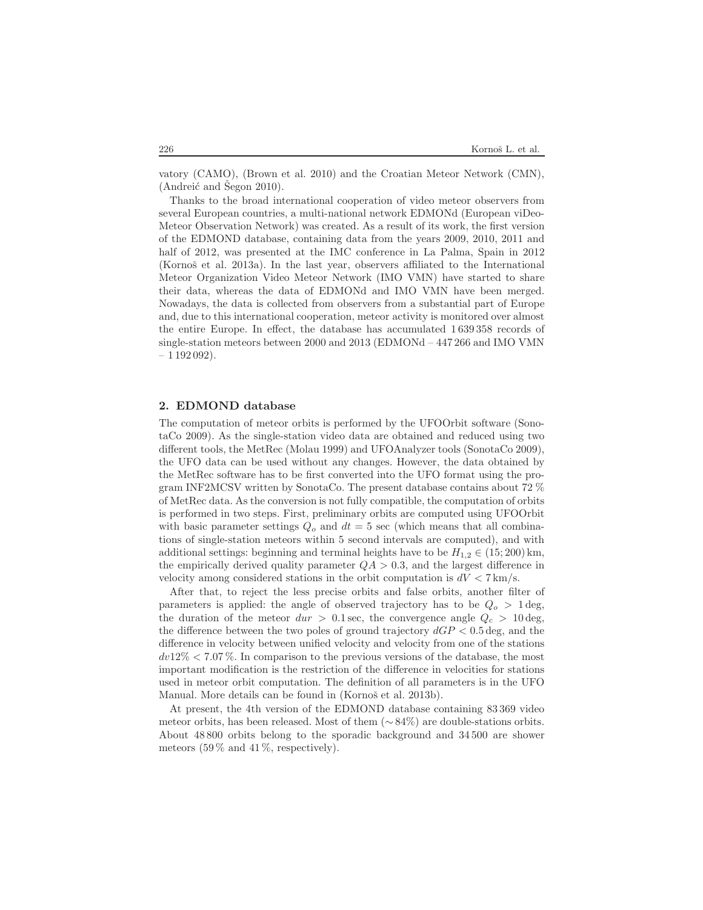vatory (CAMO), (Brown et al. 2010) and the Croatian Meteor Network (CMN), (Andreić and Šegon 2010).

Thanks to the broad international cooperation of video meteor observers from several European countries, a multi-national network EDMONd (European viDeo-Meteor Observation Network) was created. As a result of its work, the first version of the EDMOND database, containing data from the years 2009, 2010, 2011 and half of 2012, was presented at the IMC conference in La Palma, Spain in 2012 (Kornoš et al. 2013a). In the last year, observers affiliated to the International Meteor Organization Video Meteor Network (IMO VMN) have started to share their data, whereas the data of EDMONd and IMO VMN have been merged. Nowadays, the data is collected from observers from a substantial part of Europe and, due to this international cooperation, meteor activity is monitored over almost the entire Europe. In effect, the database has accumulated 1 639 358 records of single-station meteors between 2000 and 2013 (EDMONd – 447 266 and IMO VMN – 1 192 092).

## 2. EDMOND database

The computation of meteor orbits is performed by the UFOOrbit software (SonotaCo 2009). As the single-station video data are obtained and reduced using two different tools, the MetRec (Molau 1999) and UFOAnalyzer tools (SonotaCo 2009), the UFO data can be used without any changes. However, the data obtained by the MetRec software has to be first converted into the UFO format using the program INF2MCSV written by SonotaCo. The present database contains about 72 % of MetRec data. As the conversion is not fully compatible, the computation of orbits is performed in two steps. First, preliminary orbits are computed using UFOOrbit with basic parameter settings $Q_o$ and $dt = 5$ sec (which means that all combinations of single-station meteors within 5 second intervals are computed), and with additional settings: beginning and terminal heights have to be $H_{1,2} \in (15; 200)$ km, the empirically derived quality parameter $QA > 0.3$, and the largest difference in velocity among considered stations in the orbit computation is $dV < 7$ km/s.

After that, to reject the less precise orbits and false orbits, another filter of parameters is applied: the angle of observed trajectory has to be $Q_o > 1$ deg, the duration of the meteor $dur > 0.1$ sec, the convergence angle $Q_c > 10$ deg, the difference between the two poles of ground trajectory $dGP < 0.5$ deg, and the difference in velocity between unified velocity and velocity from one of the stations $dv12\% < 7.07\,\%$. In comparison to the previous versions of the database, the most important modification is the restriction of the difference in velocities for stations used in meteor orbit computation. The definition of all parameters is in the UFO Manual. More details can be found in (Kornoš et al. 2013b).

At present, the 4th version of the EDMOND database containing 83 369 video meteor orbits, has been released. Most of them ($\sim 84\%$) are double-stations orbits. About 48 800 orbits belong to the sporadic background and 34 500 are shower meteors (59 % and 41 %, respectively).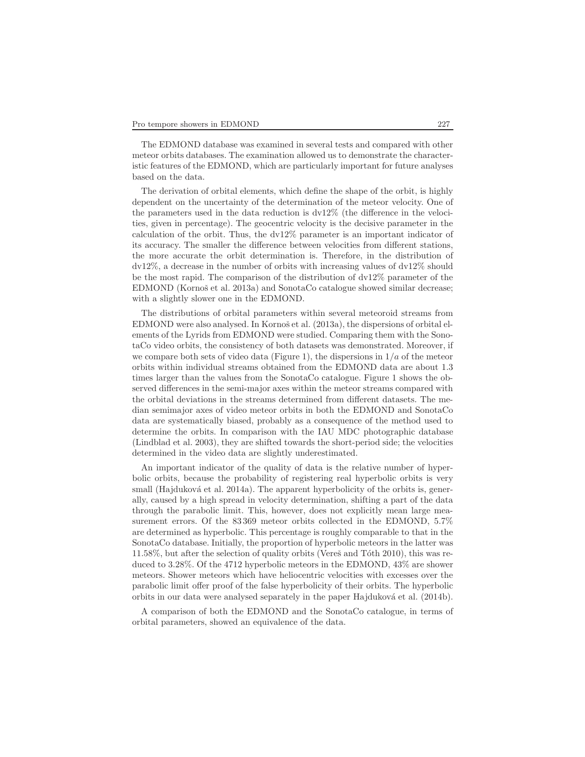The EDMOND database was examined in several tests and compared with other meteor orbits databases. The examination allowed us to demonstrate the characteristic features of the EDMOND, which are particularly important for future analyses based on the data.

The derivation of orbital elements, which define the shape of the orbit, is highly dependent on the uncertainty of the determination of the meteor velocity. One of the parameters used in the data reduction is dv12% (the difference in the velocities, given in percentage). The geocentric velocity is the decisive parameter in the calculation of the orbit. Thus, the dv12% parameter is an important indicator of its accuracy. The smaller the difference between velocities from different stations, the more accurate the orbit determination is. Therefore, in the distribution of dv12%, a decrease in the number of orbits with increasing values of dv12% should be the most rapid. The comparison of the distribution of dv12% parameter of the EDMOND (Kornoš et al. 2013a) and SonotaCo catalogue showed similar decrease; with a slightly slower one in the EDMOND.

The distributions of orbital parameters within several meteoroid streams from EDMOND were also analysed. In Kornoš et al. (2013a), the dispersions of orbital elements of the Lyrids from EDMOND were studied. Comparing them with the SonotaCo video orbits, the consistency of both datasets was demonstrated. Moreover, if we compare both sets of video data (Figure 1), the dispersions in $1/a$ of the meteor orbits within individual streams obtained from the EDMOND data are about 1.3 times larger than the values from the SonotaCo catalogue. Figure 1 shows the observed differences in the semi-major axes within the meteor streams compared with the orbital deviations in the streams determined from different datasets. The median semimajor axes of video meteor orbits in both the EDMOND and SonotaCo data are systematically biased, probably as a consequence of the method used to determine the orbits. In comparison with the IAU MDC photographic database (Lindblad et al. 2003), they are shifted towards the short-period side; the velocities determined in the video data are slightly underestimated.

An important indicator of the quality of data is the relative number of hyperbolic orbits, because the probability of registering real hyperbolic orbits is very small (Hajduková et al. 2014a). The apparent hyperbolicity of the orbits is, generally, caused by a high spread in velocity determination, shifting a part of the data through the parabolic limit. This, however, does not explicitly mean large measurement errors. Of the 83 369 meteor orbits collected in the EDMOND, 5.7% are determined as hyperbolic. This percentage is roughly comparable to that in the SonotaCo database. Initially, the proportion of hyperbolic meteors in the latter was 11.58%, but after the selection of quality orbits (Vereš and Tóth 2010), this was reduced to 3.28%. Of the 4712 hyperbolic meteors in the EDMOND, 43% are shower meteors. Shower meteors which have heliocentric velocities with excesses over the parabolic limit offer proof of the false hyperbolicity of their orbits. The hyperbolic orbits in our data were analysed separately in the paper Hajduková et al. (2014b).

A comparison of both the EDMOND and the SonotaCo catalogue, in terms of orbital parameters, showed an equivalence of the data.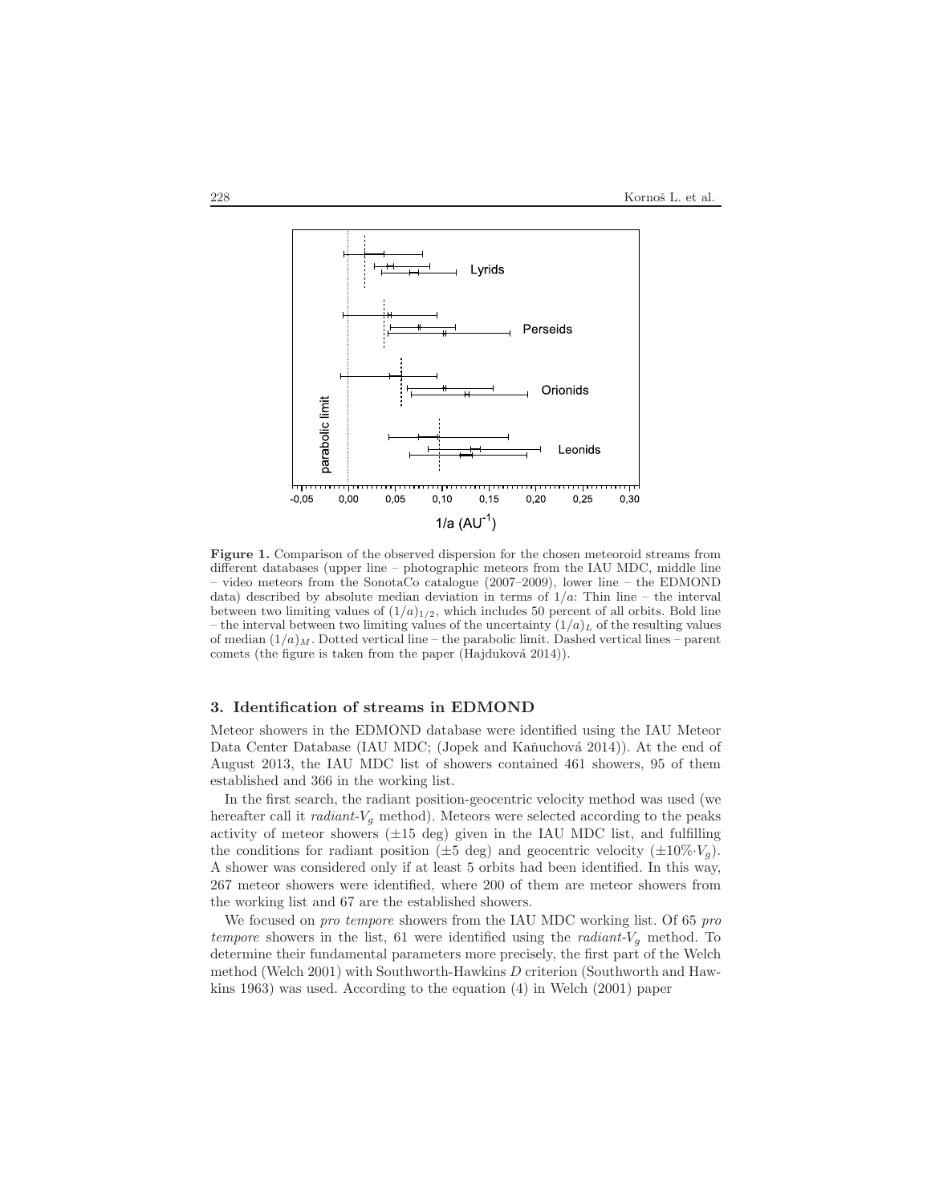**Figure 1.** Comparison of the observed dispersion for the chosen meteoroid streams from different databases (upper line – photographic meteors from the IAU MDC, middle line – video meteors from the SonotaCo catalogue (2007–2009), lower line – the EDMOND data) described by absolute median deviation in terms of $1/a$: Thin line – the interval between two limiting values of $(1/a)_{1/2}$, which includes 50 percent of all orbits. Bold line – the interval between two limiting values of the uncertainty $(1/a)_L$ of the resulting values of median $(1/a)_M$. Dotted vertical line – the parabolic limit. Dashed vertical lines – parent comets (the figure is taken from the paper (Hajduková 2014)).

## 3. Identification of streams in EDMOND

Meteor showers in the EDMOND database were identified using the IAU Meteor Data Center Database (IAU MDC; (Jopek and Kaňuchová 2014)). At the end of August 2013, the IAU MDC list of showers contained 461 showers, 95 of them established and 366 in the working list.

In the first search, the radiant position-geocentric velocity method was used (we hereafter call it *radiant-*$V_g$ method). Meteors were selected according to the peaks activity of meteor showers ($\pm 15$ deg) given in the IAU MDC list, and fulfilling the conditions for radiant position ($\pm 5$ deg) and geocentric velocity ($\pm 10\% \cdot V_g$). A shower was considered only if at least 5 orbits had been identified. In this way, 267 meteor showers were identified, where 200 of them are meteor showers from the working list and 67 are the established showers.

We focused on *pro tempore* showers from the IAU MDC working list. Of 65 *pro tempore* showers in the list, 61 were identified using the *radiant-*$V_g$ method. To determine their fundamental parameters more precisely, the first part of the Welch method (Welch 2001) with Southworth-Hawkins $D$ criterion (Southworth and Hawkins 1963) was used. According to the equation (4) in Welch (2001) paper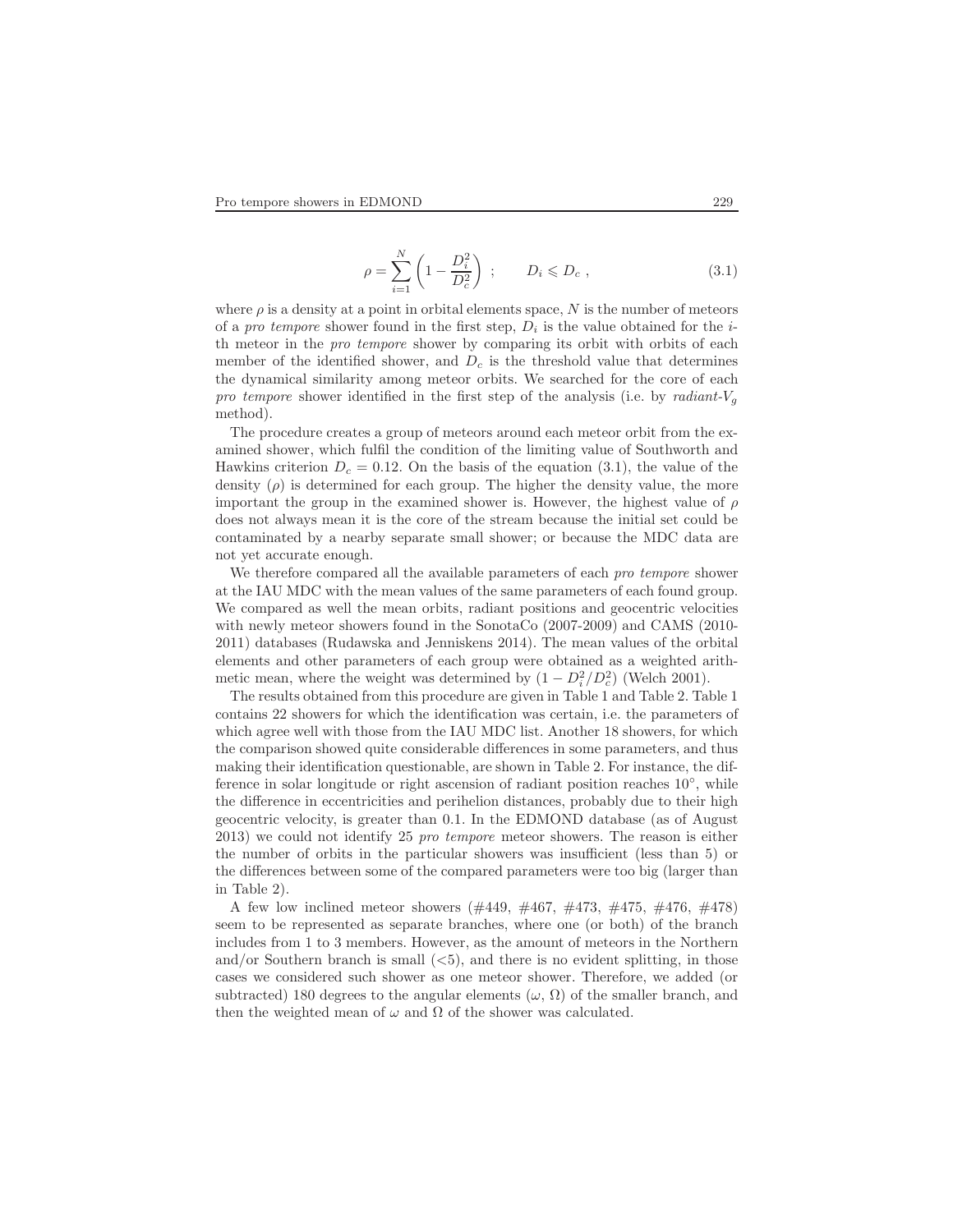$$\rho = \sum_{i=1}^{N} \left(1 - \frac{D_i^2}{D_c^2}\right) \ ; \qquad D_i \leqslant D_c \ , \tag{3.1}$$

where $\rho$ is a density at a point in orbital elements space, $N$ is the number of meteors of a *pro tempore* shower found in the first step, $D_i$ is the value obtained for the $i$-th meteor in the *pro tempore* shower by comparing its orbit with orbits of each member of the identified shower, and $D_c$ is the threshold value that determines the dynamical similarity among meteor orbits. We searched for the core of each *pro tempore* shower identified in the first step of the analysis (i.e. by *radiant-$V_g$* method).

The procedure creates a group of meteors around each meteor orbit from the examined shower, which fulfil the condition of the limiting value of Southworth and Hawkins criterion $D_c = 0.12$. On the basis of the equation (3.1), the value of the density ($\rho$) is determined for each group. The higher the density value, the more important the group in the examined shower is. However, the highest value of $\rho$ does not always mean it is the core of the stream because the initial set could be contaminated by a nearby separate small shower; or because the MDC data are not yet accurate enough.

We therefore compared all the available parameters of each *pro tempore* shower at the IAU MDC with the mean values of the same parameters of each found group. We compared as well the mean orbits, radiant positions and geocentric velocities with newly meteor showers found in the SonotaCo (2007-2009) and CAMS (2010-2011) databases (Rudawska and Jenniskens 2014). The mean values of the orbital elements and other parameters of each group were obtained as a weighted arithmetic mean, where the weight was determined by $(1 - D_i^2/D_c^2)$ (Welch 2001).

The results obtained from this procedure are given in Table 1 and Table 2. Table 1 contains 22 showers for which the identification was certain, i.e. the parameters of which agree well with those from the IAU MDC list. Another 18 showers, for which the comparison showed quite considerable differences in some parameters, and thus making their identification questionable, are shown in Table 2. For instance, the difference in solar longitude or right ascension of radiant position reaches $10^\circ$, while the difference in eccentricities and perihelion distances, probably due to their high geocentric velocity, is greater than 0.1. In the EDMOND database (as of August 2013) we could not identify 25 *pro tempore* meteor showers. The reason is either the number of orbits in the particular showers was insufficient (less than 5) or the differences between some of the compared parameters were too big (larger than in Table 2).

A few low inclined meteor showers (#449, #467, #473, #475, #476, #478) seem to be represented as separate branches, where one (or both) of the branch includes from 1 to 3 members. However, as the amount of meteors in the Northern and/or Southern branch is small ($<5$), and there is no evident splitting, in those cases we considered such shower as one meteor shower. Therefore, we added (or subtracted) 180 degrees to the angular elements ($\omega$, $\Omega$) of the smaller branch, and then the weighted mean of $\omega$ and $\Omega$ of the shower was calculated.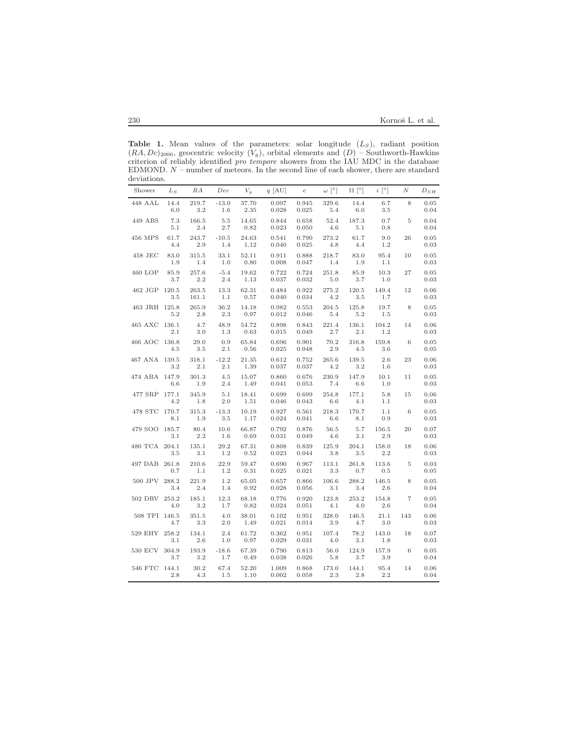**Table 1.** Mean values of the parameters: solar longitude ($L_S$), radiant position $(RA, Dc)_{2000}$, geocentric velocity ($V_g$), orbital elements and ($D$) – Southworth-Hawkins criterion of reliably identified *pro tempore* showers from the IAU MDC in the database EDMOND. $N$ – number of meteors. In the second line of each shower, there are standard deviations.

| Shower | $L_S$ | $RA$ | $Dec$ | $V_g$ | $q$ [AU] | $e$ | $\omega$ [°] | $\Omega$ [°] | $i$ [°] | $N$ | $D_{SH}$ |
|---|---|---|---|---|---|---|---|---|---|---|---|
| 448 AAL | 14.4 | 219.7 | -13.0 | 37.70 | 0.097 | 0.945 | 329.6 | 14.4 | 6.7 | 8 | 0.05 |
| | 6.0 | 3.2 | 1.6 | 2.35 | 0.028 | 0.025 | 5.4 | 6.0 | 3.5 | | 0.04 |
| 449 ABS | 7.3 | 166.5 | 5.5 | 14.65 | 0.844 | 0.658 | 52.4 | 187.3 | 0.7 | 5 | 0.04 |
| | 5.1 | 2.4 | 2.7 | 0.82 | 0.023 | 0.050 | 4.6 | 5.1 | 0.8 | | 0.04 |
| 456 MPS | 61.7 | 243.7 | -10.5 | 24.63 | 0.541 | 0.790 | 273.2 | 61.7 | 9.0 | 26 | 0.05 |
| | 4.4 | 2.9 | 1.4 | 1.12 | 0.040 | 0.025 | 4.8 | 4.4 | 1.2 | | 0.03 |
| 458 JEC | 83.0 | 315.5 | 33.1 | 52.11 | 0.911 | 0.888 | 218.7 | 83.0 | 95.4 | 10 | 0.05 |
| | 1.9 | 1.4 | 1.0 | 0.80 | 0.008 | 0.047 | 1.4 | 1.9 | 1.1 | | 0.03 |
| 460 LOP | 85.9 | 257.6 | -5.4 | 19.62 | 0.722 | 0.724 | 251.8 | 85.9 | 10.3 | 27 | 0.05 |
| | 3.7 | 2.2 | 2.4 | 1.13 | 0.037 | 0.032 | 5.0 | 3.7 | 1.0 | | 0.03 |
| 462 JGP | 120.5 | 263.5 | 13.3 | 62.31 | 0.484 | 0.922 | 275.2 | 120.5 | 149.4 | 12 | 0.06 |
| | 3.5 | 161.1 | 1.1 | 0.57 | 0.040 | 0.034 | 4.2 | 3.5 | 1.7 | | 0.03 |
| 463 JRH | 125.8 | 265.9 | 36.2 | 14.18 | 0.982 | 0.553 | 204.5 | 125.8 | 19.7 | 8 | 0.05 |
| | 5.2 | 2.8 | 2.3 | 0.97 | 0.012 | 0.046 | 5.4 | 5.2 | 1.5 | | 0.03 |
| 465 AXC | 136.1 | 4.7 | 48.9 | 54.72 | 0.898 | 0.843 | 221.4 | 136.1 | 104.2 | 14 | 0.06 |
| | 2.1 | 3.0 | 1.3 | 0.63 | 0.015 | 0.049 | 2.7 | 2.1 | 1.2 | | 0.03 |
| 466 AOC | 136.8 | 29.0 | 0.9 | 65.84 | 0.696 | 0.901 | 70.2 | 316.8 | 159.8 | 6 | 0.05 |
| | 4.5 | 3.5 | 2.1 | 0.56 | 0.025 | 0.048 | 2.9 | 4.5 | 3.6 | | 0.05 |
| 467 ANA | 139.5 | 318.1 | -12.2 | 21.35 | 0.612 | 0.752 | 265.6 | 139.5 | 2.6 | 23 | 0.06 |
| | 3.2 | 2.1 | 2.1 | 1.39 | 0.037 | 0.037 | 4.2 | 3.2 | 1.6 | | 0.03 |
| 474 ABA | 147.9 | 301.3 | 4.5 | 15.07 | 0.860 | 0.676 | 230.9 | 147.9 | 10.1 | 11 | 0.05 |
| | 6.6 | 1.9 | 2.4 | 1.49 | 0.041 | 0.053 | 7.4 | 6.6 | 1.0 | | 0.03 |
| 477 SRP | 177.1 | 345.9 | 5.1 | 18.41 | 0.699 | 0.699 | 254.8 | 177.1 | 5.8 | 15 | 0.06 |
| | 4.2 | 1.8 | 2.0 | 1.51 | 0.046 | 0.043 | 6.6 | 4.1 | 1.1 | | 0.03 |
| 478 STC | 170.7 | 315.3 | -13.3 | 10.19 | 0.927 | 0.561 | 218.3 | 170.7 | 1.1 | 6 | 0.05 |
| | 8.1 | 1.9 | 3.5 | 1.17 | 0.024 | 0.041 | 6.6 | 8.1 | 0.9 | | 0.03 |
| 479 SOO | 185.7 | 80.4 | 10.6 | 66.87 | 0.792 | 0.876 | 56.5 | 5.7 | 156.5 | 20 | 0.07 |
| | 3.1 | 2.2 | 1.6 | 0.69 | 0.031 | 0.049 | 4.6 | 3.1 | 2.9 | | 0.03 |
| 480 TCA | 204.1 | 135.1 | 29.2 | 67.31 | 0.808 | 0.839 | 125.9 | 204.1 | 158.0 | 18 | 0.06 |
| | 3.5 | 3.1 | 1.2 | 0.52 | 0.023 | 0.044 | 3.8 | 3.5 | 2.2 | | 0.03 |
| 497 DAB | 261.8 | 210.6 | 22.9 | 59.47 | 0.690 | 0.967 | 113.1 | 261.8 | 113.6 | 5 | 0.03 |
| | 0.7 | 1.1 | 1.2 | 0.31 | 0.025 | 0.021 | 3.3 | 0.7 | 0.5 | | 0.05 |
| 500 JPV | 288.2 | 221.9 | 1.2 | 65.05 | 0.657 | 0.866 | 106.6 | 288.2 | 146.5 | 8 | 0.05 |
| | 3.4 | 2.4 | 1.4 | 0.92 | 0.028 | 0.056 | 3.1 | 3.4 | 2.6 | | 0.04 |
| 502 DRV | 253.2 | 185.1 | 12.3 | 68.18 | 0.776 | 0.920 | 123.8 | 253.2 | 154.8 | 7 | 0.05 |
| | 4.0 | 3.2 | 1.7 | 0.82 | 0.024 | 0.051 | 4.1 | 4.0 | 2.6 | | 0.04 |
| 508 TPI | 146.5 | 351.5 | 4.0 | 38.01 | 0.102 | 0.951 | 328.0 | 146.5 | 21.1 | 143 | 0.06 |
| | 4.7 | 3.3 | 2.0 | 1.49 | 0.021 | 0.014 | 3.9 | 4.7 | 3.0 | | 0.03 |
| 529 EHY | 258.2 | 134.1 | 2.4 | 61.72 | 0.362 | 0.951 | 107.4 | 78.2 | 143.0 | 18 | 0.07 |
| | 3.1 | 2.6 | 1.0 | 0.97 | 0.029 | 0.031 | 4.0 | 3.1 | 1.8 | | 0.03 |
| 530 ECV | 304.9 | 193.9 | -18.6 | 67.39 | 0.790 | 0.813 | 56.0 | 124.9 | 157.9 | 6 | 0.05 |
| | 3.7 | 3.2 | 1.7 | 0.49 | 0.038 | 0.026 | 5.8 | 3.7 | 3.9 | | 0.04 |
| 546 FTC | 144.1 | 30.2 | 67.4 | 52.20 | 1.009 | 0.868 | 173.0 | 144.1 | 95.4 | 14 | 0.06 |
| | 2.8 | 4.3 | 1.5 | 1.10 | 0.002 | 0.058 | 2.3 | 2.8 | 2.2 | | 0.04 |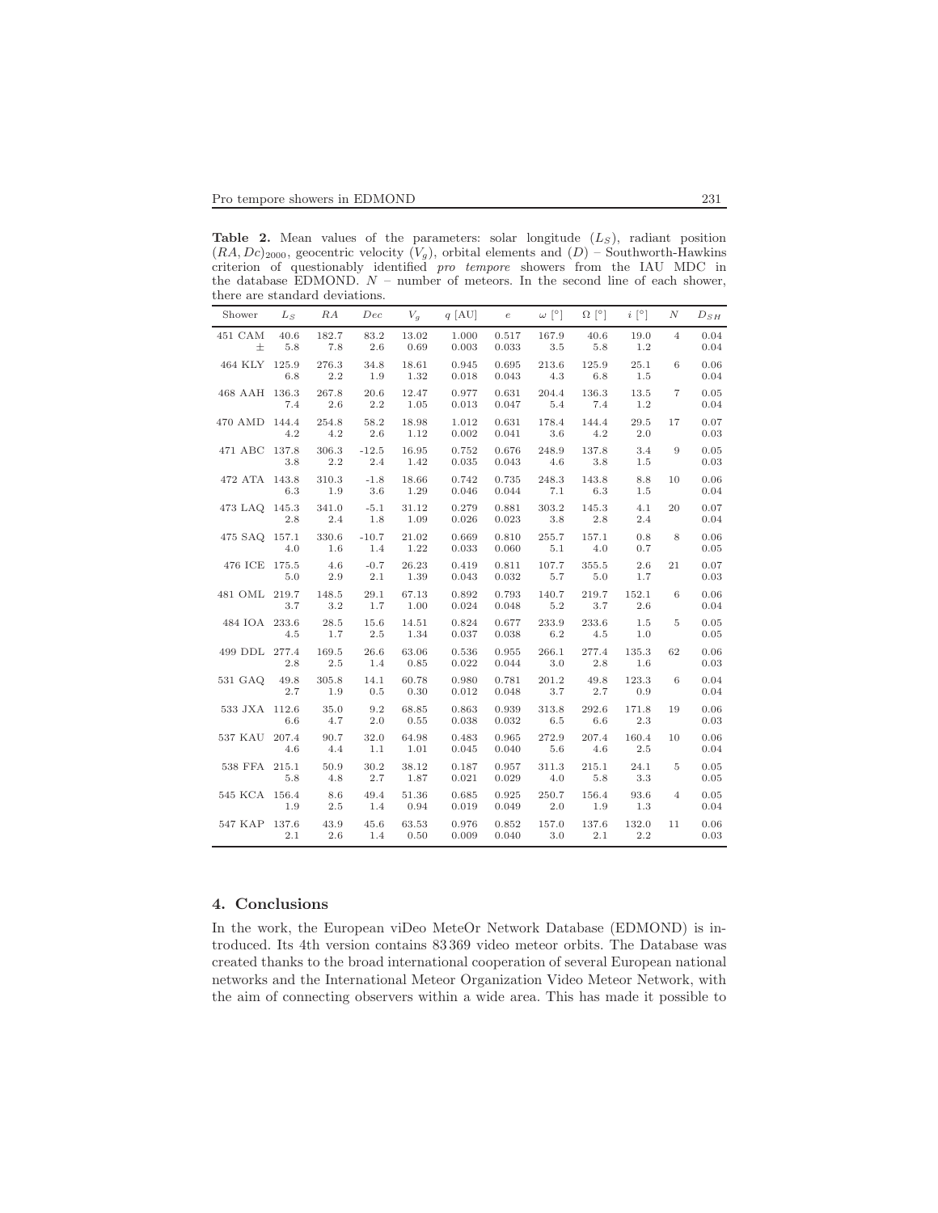**Table 2.** Mean values of the parameters: solar longitude ($L_S$), radiant position $(RA, Dc)_{2000}$, geocentric velocity ($V_g$), orbital elements and ($D$) – Southworth-Hawkins criterion of questionably identified *pro tempore* showers from the IAU MDC in the database EDMOND. $N$ – number of meteors. In the second line of each shower, there are standard deviations.

| Shower | $L_S$ | $RA$ | $Dec$ | $V_g$ | $q$ [AU] | $e$ | $\omega$ [°] | $\Omega$ [°] | $i$ [°] | $N$ | $D_{SH}$ |
|---|---|---|---|---|---|---|---|---|---|---|---|
| 451 CAM | 40.6 | 182.7 | 83.2 | 13.02 | 1.000 | 0.517 | 167.9 | 40.6 | 19.0 | 4 | 0.04 |
| ± | 5.8 | 7.8 | 2.6 | 0.69 | 0.003 | 0.033 | 3.5 | 5.8 | 1.2 | | 0.04 |
| 464 KLY | 125.9 | 276.3 | 34.8 | 18.61 | 0.945 | 0.695 | 213.6 | 125.9 | 25.1 | 6 | 0.06 |
| | 6.8 | 2.2 | 1.9 | 1.32 | 0.018 | 0.043 | 4.3 | 6.8 | 1.5 | | 0.04 |
| 468 AAH | 136.3 | 267.8 | 20.6 | 12.47 | 0.977 | 0.631 | 204.4 | 136.3 | 13.5 | 7 | 0.05 |
| | 7.4 | 2.6 | 2.2 | 1.05 | 0.013 | 0.047 | 5.4 | 7.4 | 1.2 | | 0.04 |
| 470 AMD | 144.4 | 254.8 | 58.2 | 18.98 | 1.012 | 0.631 | 178.4 | 144.4 | 29.5 | 17 | 0.07 |
| | 4.2 | 4.2 | 2.6 | 1.12 | 0.002 | 0.041 | 3.6 | 4.2 | 2.0 | | 0.03 |
| 471 ABC | 137.8 | 306.3 | -12.5 | 16.95 | 0.752 | 0.676 | 248.9 | 137.8 | 3.4 | 9 | 0.05 |
| | 3.8 | 2.2 | 2.4 | 1.42 | 0.035 | 0.043 | 4.6 | 3.8 | 1.5 | | 0.03 |
| 472 ATA | 143.8 | 310.3 | -1.8 | 18.66 | 0.742 | 0.735 | 248.3 | 143.8 | 8.8 | 10 | 0.06 |
| | 6.3 | 1.9 | 3.6 | 1.29 | 0.046 | 0.044 | 7.1 | 6.3 | 1.5 | | 0.04 |
| 473 LAQ | 145.3 | 341.0 | -5.1 | 31.12 | 0.279 | 0.881 | 303.2 | 145.3 | 4.1 | 20 | 0.07 |
| | 2.8 | 2.4 | 1.8 | 1.09 | 0.026 | 0.023 | 3.8 | 2.8 | 2.4 | | 0.04 |
| 475 SAQ | 157.1 | 330.6 | -10.7 | 21.02 | 0.669 | 0.810 | 255.7 | 157.1 | 0.8 | 8 | 0.06 |
| | 4.0 | 1.6 | 1.4 | 1.22 | 0.033 | 0.060 | 5.1 | 4.0 | 0.7 | | 0.05 |
| 476 ICE | 175.5 | 4.6 | -0.7 | 26.23 | 0.419 | 0.811 | 107.7 | 355.5 | 2.6 | 21 | 0.07 |
| | 5.0 | 2.9 | 2.1 | 1.39 | 0.043 | 0.032 | 5.7 | 5.0 | 1.7 | | 0.03 |
| 481 OML | 219.7 | 148.5 | 29.1 | 67.13 | 0.892 | 0.793 | 140.7 | 219.7 | 152.1 | 6 | 0.06 |
| | 3.7 | 3.2 | 1.7 | 1.00 | 0.024 | 0.048 | 5.2 | 3.7 | 2.6 | | 0.04 |
| 484 IOA | 233.6 | 28.5 | 15.6 | 14.51 | 0.824 | 0.677 | 233.9 | 233.6 | 1.5 | 5 | 0.05 |
| | 4.5 | 1.7 | 2.5 | 1.34 | 0.037 | 0.038 | 6.2 | 4.5 | 1.0 | | 0.05 |
| 499 DDL | 277.4 | 169.5 | 26.6 | 63.06 | 0.536 | 0.955 | 266.1 | 277.4 | 135.3 | 62 | 0.06 |
| | 2.8 | 2.5 | 1.4 | 0.85 | 0.022 | 0.044 | 3.0 | 2.8 | 1.6 | | 0.03 |
| 531 GAQ | 49.8 | 305.8 | 14.1 | 60.78 | 0.980 | 0.781 | 201.2 | 49.8 | 123.3 | 6 | 0.04 |
| | 2.7 | 1.9 | 0.5 | 0.30 | 0.012 | 0.048 | 3.7 | 2.7 | 0.9 | | 0.04 |
| 533 JXA | 112.6 | 35.0 | 9.2 | 68.85 | 0.863 | 0.939 | 313.8 | 292.6 | 171.8 | 19 | 0.06 |
| | 6.6 | 4.7 | 2.0 | 0.55 | 0.038 | 0.032 | 6.5 | 6.6 | 2.3 | | 0.03 |
| 537 KAU | 207.4 | 90.7 | 32.0 | 64.98 | 0.483 | 0.965 | 272.9 | 207.4 | 160.4 | 10 | 0.06 |
| | 4.6 | 4.4 | 1.1 | 1.01 | 0.045 | 0.040 | 5.6 | 4.6 | 2.5 | | 0.04 |
| 538 FFA | 215.1 | 50.9 | 30.2 | 38.12 | 0.187 | 0.957 | 311.3 | 215.1 | 24.1 | 5 | 0.05 |
| | 5.8 | 4.8 | 2.7 | 1.87 | 0.021 | 0.029 | 4.0 | 5.8 | 3.3 | | 0.05 |
| 545 KCA | 156.4 | 8.6 | 49.4 | 51.36 | 0.685 | 0.925 | 250.7 | 156.4 | 93.6 | 4 | 0.05 |
| | 1.9 | 2.5 | 1.4 | 0.94 | 0.019 | 0.049 | 2.0 | 1.9 | 1.3 | | 0.04 |
| 547 KAP | 137.6 | 43.9 | 45.6 | 63.53 | 0.976 | 0.852 | 157.0 | 137.6 | 132.0 | 11 | 0.06 |
| | 2.1 | 2.6 | 1.4 | 0.50 | 0.009 | 0.040 | 3.0 | 2.1 | 2.2 | | 0.03 |

## 4. Conclusions

In the work, the European viDeo MeteOr Network Database (EDMOND) is introduced. Its 4th version contains 83 369 video meteor orbits. The Database was created thanks to the broad international cooperation of several European national networks and the International Meteor Organization Video Meteor Network, with the aim of connecting observers within a wide area. This has made it possible to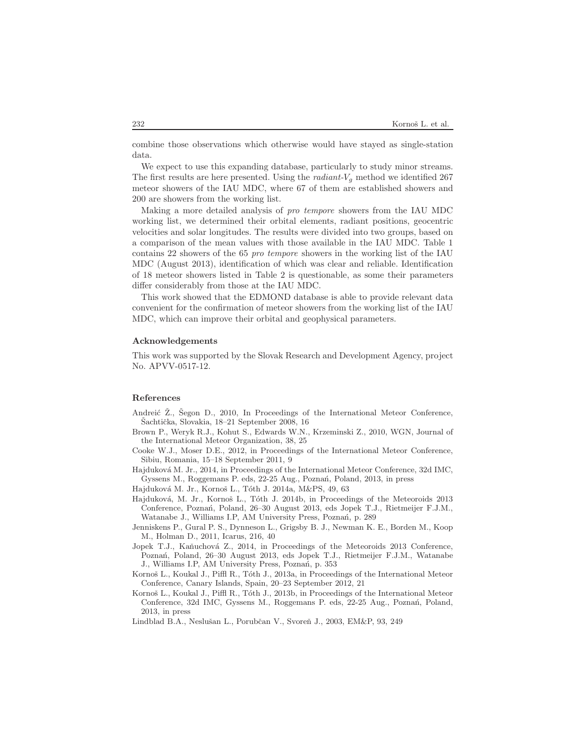combine those observations which otherwise would have stayed as single-station data.

We expect to use this expanding database, particularly to study minor streams. The first results are here presented. Using the *radiant*-$V_g$ method we identified 267 meteor showers of the IAU MDC, where 67 of them are established showers and 200 are showers from the working list.

Making a more detailed analysis of *pro tempore* showers from the IAU MDC working list, we determined their orbital elements, radiant positions, geocentric velocities and solar longitudes. The results were divided into two groups, based on a comparison of the mean values with those available in the IAU MDC. Table 1 contains 22 showers of the 65 *pro tempore* showers in the working list of the IAU MDC (August 2013), identification of which was clear and reliable. Identification of 18 meteor showers listed in Table 2 is questionable, as some their parameters differ considerably from those at the IAU MDC.

This work showed that the EDMOND database is able to provide relevant data convenient for the confirmation of meteor showers from the working list of the IAU MDC, which can improve their orbital and geophysical parameters.

### Acknowledgements

This work was supported by the Slovak Research and Development Agency, project No. APVV-0517-12.

### References

Andreić Ž., Šegon D., 2010, In Proceedings of the International Meteor Conference, Šachtička, Slovakia, 18–21 September 2008, 16

Brown P., Weryk R.J., Kohut S., Edwards W.N., Krzeminski Z., 2010, WGN, Journal of the International Meteor Organization, 38, 25

Cooke W.J., Moser D.E., 2012, in Proceedings of the International Meteor Conference, Sibiu, Romania, 15–18 September 2011, 9

Hajduková M. Jr., 2014, in Proceedings of the International Meteor Conference, 32d IMC, Gyssens M., Roggemans P. eds, 22-25 Aug., Poznań, Poland, 2013, in press

Hajduková M. Jr., Kornoš L., Tóth J. 2014a, M&PS, 49, 63

Hajduková, M. Jr., Kornoš L., Tóth J. 2014b, in Proceedings of the Meteoroids 2013 Conference, Poznań, Poland, 26–30 August 2013, eds Jopek T.J., Rietmeijer F.J.M., Watanabe J., Williams I.P, AM University Press, Poznań, p. 289

Jenniskens P., Gural P. S., Dynneson L., Grigsby B. J., Newman K. E., Borden M., Koop M., Holman D., 2011, Icarus, 216, 40

Jopek T.J., Kaňuchová Z., 2014, in Proceedings of the Meteoroids 2013 Conference, Poznań, Poland, 26–30 August 2013, eds Jopek T.J., Rietmeijer F.J.M., Watanabe J., Williams I.P, AM University Press, Poznań, p. 353

Kornoš L., Koukal J., Piffl R., Tóth J., 2013a, in Proceedings of the International Meteor Conference, Canary Islands, Spain, 20–23 September 2012, 21

Kornoš L., Koukal J., Piffl R., Tóth J., 2013b, in Proceedings of the International Meteor Conference, 32d IMC, Gyssens M., Roggemans P. eds, 22-25 Aug., Poznań, Poland, 2013, in press

Lindblad B.A., Neslušan L., Porubčan V., Svoreň J., 2003, EM&P, 93, 249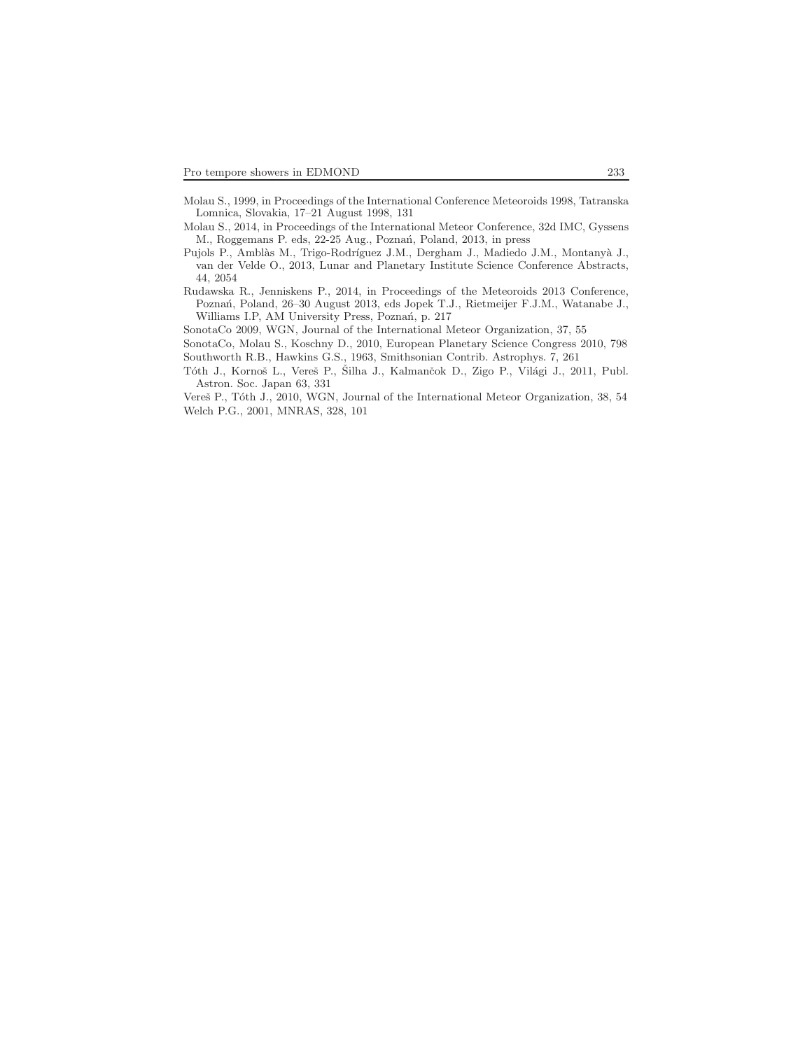Molau S., 1999, in Proceedings of the International Conference Meteoroids 1998, Tatranska Lomnica, Slovakia, 17–21 August 1998, 131

Molau S., 2014, in Proceedings of the International Meteor Conference, 32d IMC, Gyssens M., Roggemans P. eds, 22-25 Aug., Poznań, Poland, 2013, in press

Pujols P., Amblàs M., Trigo-Rodríguez J.M., Dergham J., Madiedo J.M., Montanyà J., van der Velde O., 2013, Lunar and Planetary Institute Science Conference Abstracts, 44, 2054

Rudawska R., Jenniskens P., 2014, in Proceedings of the Meteoroids 2013 Conference, Poznań, Poland, 26–30 August 2013, eds Jopek T.J., Rietmeijer F.J.M., Watanabe J., Williams I.P, AM University Press, Poznań, p. 217

SonotaCo 2009, WGN, Journal of the International Meteor Organization, 37, 55

SonotaCo, Molau S., Koschny D., 2010, European Planetary Science Congress 2010, 798

Southworth R.B., Hawkins G.S., 1963, Smithsonian Contrib. Astrophys. 7, 261

Tóth J., Kornoš L., Vereš P., Šilha J., Kalmančok D., Zigo P., Világi J., 2011, Publ. Astron. Soc. Japan 63, 331

Vereš P., Tóth J., 2010, WGN, Journal of the International Meteor Organization, 38, 54

Welch P.G., 2001, MNRAS, 328, 101